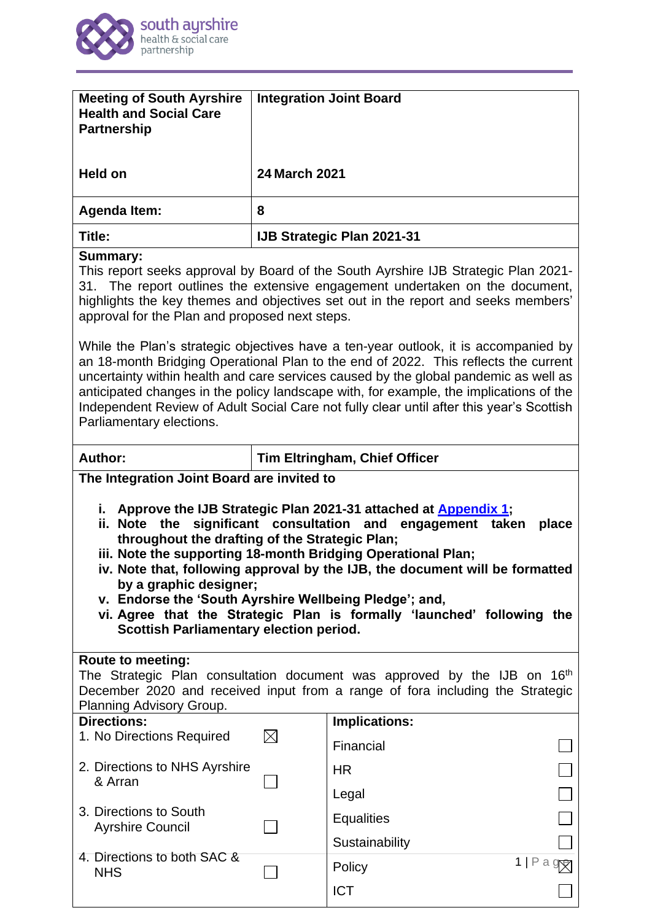| | |
|---|---|
| **Meeting of South Ayrshire Health and Social Care Partnership** | **Integration Joint Board** |
| **Held on** | **24 March 2021** |
| **Agenda Item:** | **8** |
| **Title:** | **IJB Strategic Plan 2021-31** |

**Summary:**
This report seeks approval by Board of the South Ayrshire IJB Strategic Plan 2021-31. The report outlines the extensive engagement undertaken on the document, highlights the key themes and objectives set out in the report and seeks members' approval for the Plan and proposed next steps.

While the Plan's strategic objectives have a ten-year outlook, it is accompanied by an 18-month Bridging Operational Plan to the end of 2022. This reflects the current uncertainty within health and care services caused by the global pandemic as well as anticipated changes in the policy landscape with, for example, the implications of the Independent Review of Adult Social Care not fully clear until after this year's Scottish Parliamentary elections.

| | |
|---|---|
| **Author:** | **Tim Eltringham, Chief Officer** |

**The Integration Joint Board are invited to**

- i. **Approve the IJB Strategic Plan 2021-31 attached at Appendix 1;**
- ii. **Note the significant consultation and engagement taken place throughout the drafting of the Strategic Plan;**
- iii. **Note the supporting 18-month Bridging Operational Plan;**
- iv. **Note that, following approval by the IJB, the document will be formatted by a graphic designer;**
- v. **Endorse the 'South Ayrshire Wellbeing Pledge'; and,**
- vi. **Agree that the Strategic Plan is formally 'launched' following the Scottish Parliamentary election period.**

**Route to meeting:**
The Strategic Plan consultation document was approved by the IJB on 16th December 2020 and received input from a range of fora including the Strategic Planning Advisory Group.

| **Directions:** | | **Implications:** | |
|---|---|---|---|
| 1. No Directions Required | ☒ | Financial | ☐ |
| 2. Directions to NHS Ayrshire & Arran | ☐ | HR | ☐ |
| | | Legal | ☐ |
| 3. Directions to South Ayrshire Council | ☐ | Equalities | ☐ |
| | | Sustainability | ☐ |
| 4. Directions to both SAC & NHS | ☐ | Policy | ☒ |
| | | ICT | ☐ |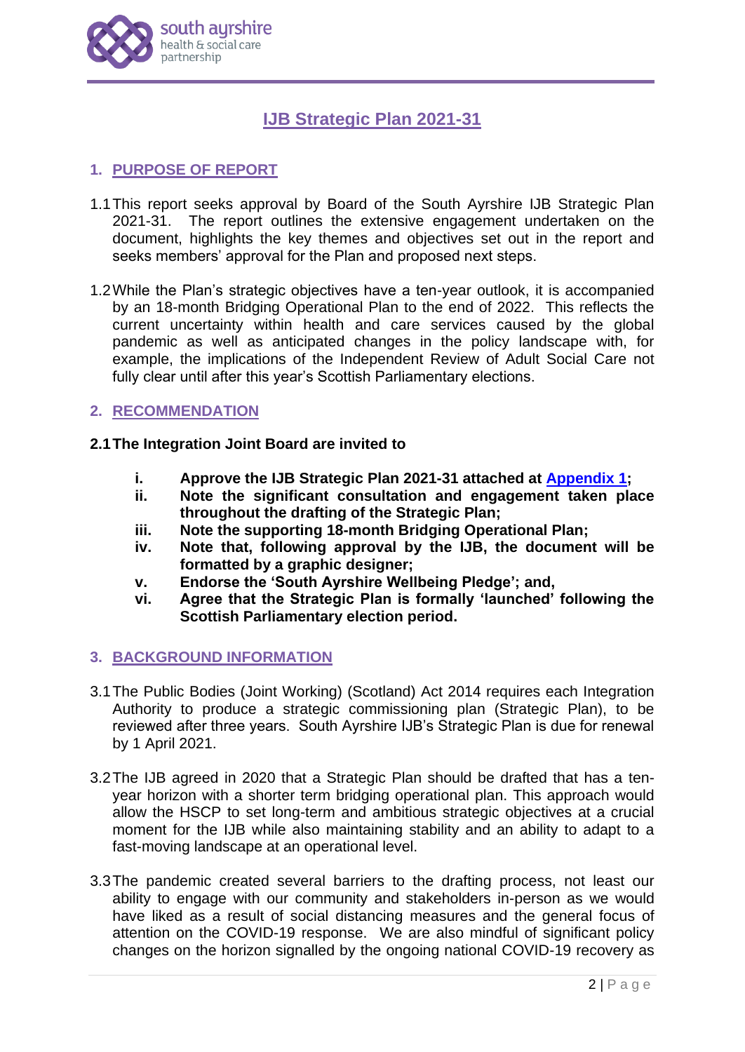# IJB Strategic Plan 2021-31

## 1. PURPOSE OF REPORT

1.1 This report seeks approval by Board of the South Ayrshire IJB Strategic Plan 2021-31. The report outlines the extensive engagement undertaken on the document, highlights the key themes and objectives set out in the report and seeks members' approval for the Plan and proposed next steps.

1.2 While the Plan's strategic objectives have a ten-year outlook, it is accompanied by an 18-month Bridging Operational Plan to the end of 2022. This reflects the current uncertainty within health and care services caused by the global pandemic as well as anticipated changes in the policy landscape with, for example, the implications of the Independent Review of Adult Social Care not fully clear until after this year's Scottish Parliamentary elections.

## 2. RECOMMENDATION

**2.1 The Integration Joint Board are invited to**

- **i. Approve the IJB Strategic Plan 2021-31 attached at Appendix 1;**
- **ii. Note the significant consultation and engagement taken place throughout the drafting of the Strategic Plan;**
- **iii. Note the supporting 18-month Bridging Operational Plan;**
- **iv. Note that, following approval by the IJB, the document will be formatted by a graphic designer;**
- **v. Endorse the 'South Ayrshire Wellbeing Pledge'; and,**
- **vi. Agree that the Strategic Plan is formally 'launched' following the Scottish Parliamentary election period.**

## 3. BACKGROUND INFORMATION

3.1 The Public Bodies (Joint Working) (Scotland) Act 2014 requires each Integration Authority to produce a strategic commissioning plan (Strategic Plan), to be reviewed after three years. South Ayrshire IJB's Strategic Plan is due for renewal by 1 April 2021.

3.2 The IJB agreed in 2020 that a Strategic Plan should be drafted that has a ten-year horizon with a shorter term bridging operational plan. This approach would allow the HSCP to set long-term and ambitious strategic objectives at a crucial moment for the IJB while also maintaining stability and an ability to adapt to a fast-moving landscape at an operational level.

3.3 The pandemic created several barriers to the drafting process, not least our ability to engage with our community and stakeholders in-person as we would have liked as a result of social distancing measures and the general focus of attention on the COVID-19 response. We are also mindful of significant policy changes on the horizon signalled by the ongoing national COVID-19 recovery as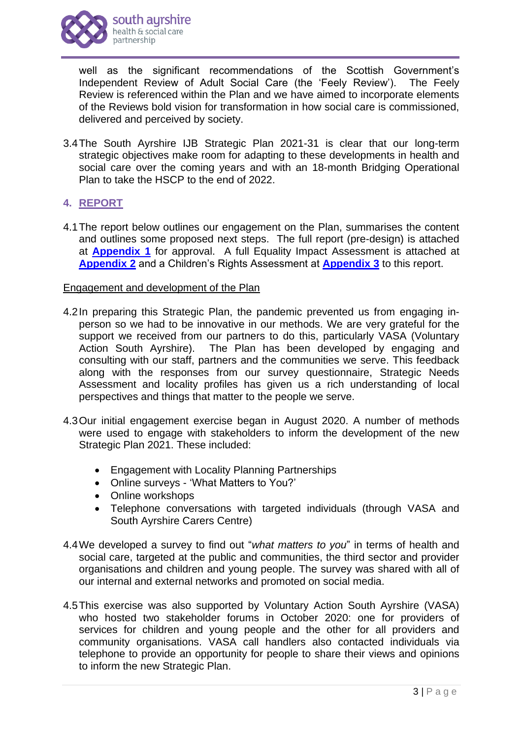well as the significant recommendations of the Scottish Government's Independent Review of Adult Social Care (the 'Feely Review'). The Feely Review is referenced within the Plan and we have aimed to incorporate elements of the Reviews bold vision for transformation in how social care is commissioned, delivered and perceived by society.

3.4 The South Ayrshire IJB Strategic Plan 2021-31 is clear that our long-term strategic objectives make room for adapting to these developments in health and social care over the coming years and with an 18-month Bridging Operational Plan to take the HSCP to the end of 2022.

## 4. REPORT

4.1 The report below outlines our engagement on the Plan, summarises the content and outlines some proposed next steps. The full report (pre-design) is attached at **Appendix 1** for approval. A full Equality Impact Assessment is attached at **Appendix 2** and a Children's Rights Assessment at **Appendix 3** to this report.

Engagement and development of the Plan

4.2 In preparing this Strategic Plan, the pandemic prevented us from engaging in-person so we had to be innovative in our methods. We are very grateful for the support we received from our partners to do this, particularly VASA (Voluntary Action South Ayrshire). The Plan has been developed by engaging and consulting with our staff, partners and the communities we serve. This feedback along with the responses from our survey questionnaire, Strategic Needs Assessment and locality profiles has given us a rich understanding of local perspectives and things that matter to the people we serve.

4.3 Our initial engagement exercise began in August 2020. A number of methods were used to engage with stakeholders to inform the development of the new Strategic Plan 2021. These included:

- Engagement with Locality Planning Partnerships
- Online surveys - 'What Matters to You?'
- Online workshops
- Telephone conversations with targeted individuals (through VASA and South Ayrshire Carers Centre)

4.4 We developed a survey to find out "*what matters to you*" in terms of health and social care, targeted at the public and communities, the third sector and provider organisations and children and young people. The survey was shared with all of our internal and external networks and promoted on social media.

4.5 This exercise was also supported by Voluntary Action South Ayrshire (VASA) who hosted two stakeholder forums in October 2020: one for providers of services for children and young people and the other for all providers and community organisations. VASA call handlers also contacted individuals via telephone to provide an opportunity for people to share their views and opinions to inform the new Strategic Plan.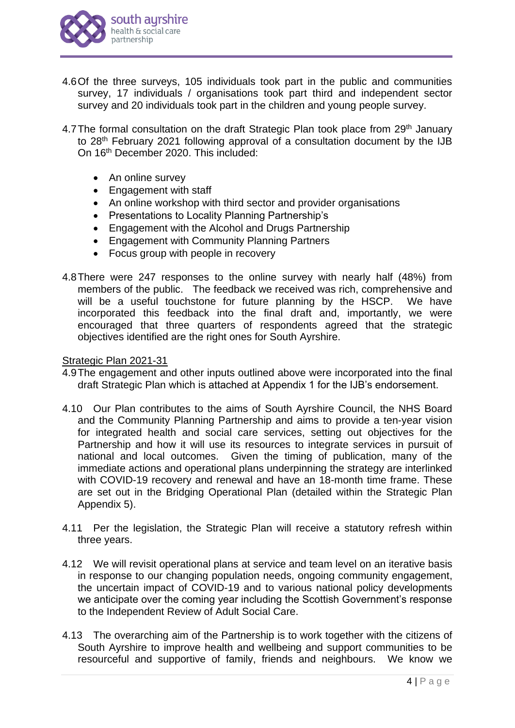4.6 Of the three surveys, 105 individuals took part in the public and communities survey, 17 individuals / organisations took part third and independent sector survey and 20 individuals took part in the children and young people survey.

4.7 The formal consultation on the draft Strategic Plan took place from 29th January to 28th February 2021 following approval of a consultation document by the IJB On 16th December 2020. This included:

- An online survey
- Engagement with staff
- An online workshop with third sector and provider organisations
- Presentations to Locality Planning Partnership's
- Engagement with the Alcohol and Drugs Partnership
- Engagement with Community Planning Partners
- Focus group with people in recovery

4.8 There were 247 responses to the online survey with nearly half (48%) from members of the public. The feedback we received was rich, comprehensive and will be a useful touchstone for future planning by the HSCP. We have incorporated this feedback into the final draft and, importantly, we were encouraged that three quarters of respondents agreed that the strategic objectives identified are the right ones for South Ayrshire.

<u>Strategic Plan 2021-31</u>

4.9 The engagement and other inputs outlined above were incorporated into the final draft Strategic Plan which is attached at Appendix 1 for the IJB's endorsement.

4.10 Our Plan contributes to the aims of South Ayrshire Council, the NHS Board and the Community Planning Partnership and aims to provide a ten-year vision for integrated health and social care services, setting out objectives for the Partnership and how it will use its resources to integrate services in pursuit of national and local outcomes. Given the timing of publication, many of the immediate actions and operational plans underpinning the strategy are interlinked with COVID-19 recovery and renewal and have an 18-month time frame. These are set out in the Bridging Operational Plan (detailed within the Strategic Plan Appendix 5).

4.11 Per the legislation, the Strategic Plan will receive a statutory refresh within three years.

4.12 We will revisit operational plans at service and team level on an iterative basis in response to our changing population needs, ongoing community engagement, the uncertain impact of COVID-19 and to various national policy developments we anticipate over the coming year including the Scottish Government's response to the Independent Review of Adult Social Care.

4.13 The overarching aim of the Partnership is to work together with the citizens of South Ayrshire to improve health and wellbeing and support communities to be resourceful and supportive of family, friends and neighbours. We know we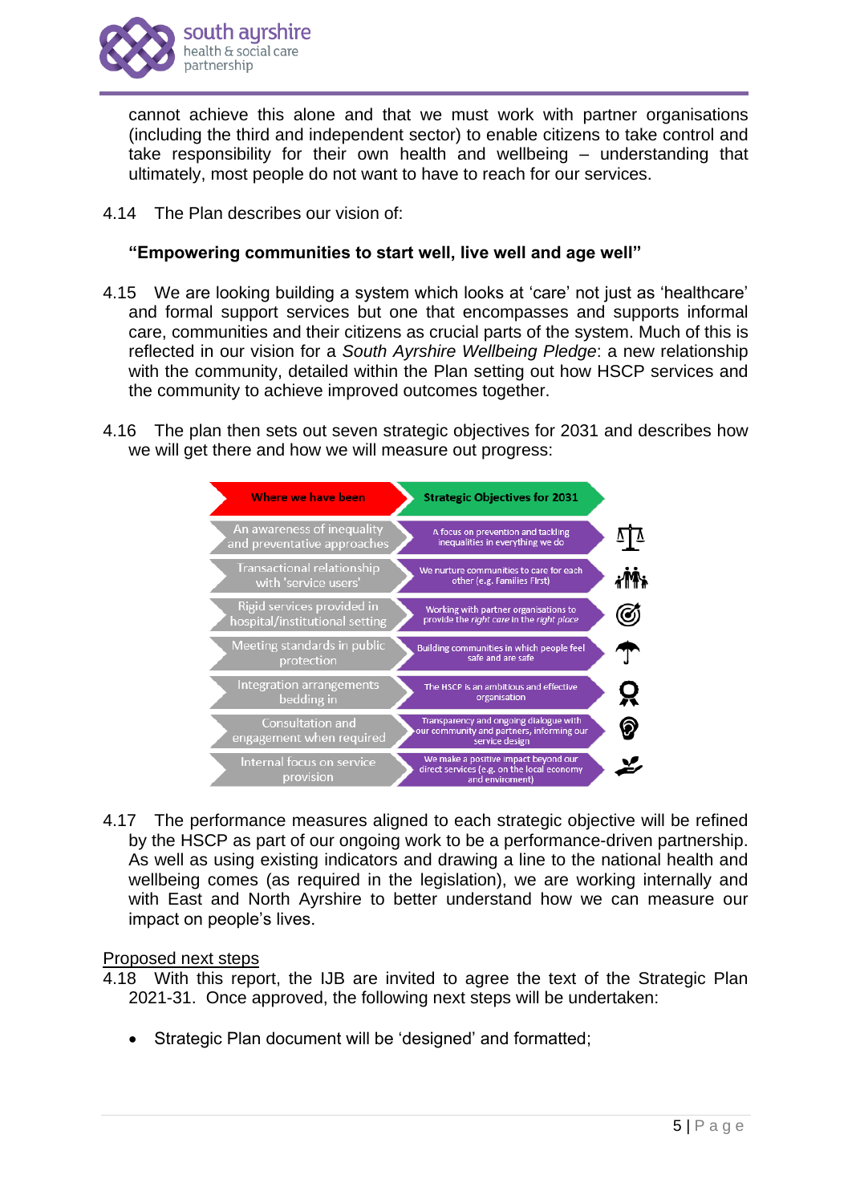cannot achieve this alone and that we must work with partner organisations (including the third and independent sector) to enable citizens to take control and take responsibility for their own health and wellbeing – understanding that ultimately, most people do not want to have to reach for our services.

4.14 The Plan describes our vision of:

**"Empowering communities to start well, live well and age well"**

4.15 We are looking building a system which looks at 'care' not just as 'healthcare' and formal support services but one that encompasses and supports informal care, communities and their citizens as crucial parts of the system. Much of this is reflected in our vision for a *South Ayrshire Wellbeing Pledge*: a new relationship with the community, detailed within the Plan setting out how HSCP services and the community to achieve improved outcomes together.

4.16 The plan then sets out seven strategic objectives for 2031 and describes how we will get there and how we will measure out progress:

| Where we have been | Strategic Objectives for 2031 |
|---|---|
| An awareness of inequality and preventative approaches | A focus on prevention and tackling inequalities in everything we do |
| Transactional relationship with 'service users' | We nurture communities to care for each other (e.g. Families First) |
| Rigid services provided in hospital/institutional setting | Working with partner organisations to provide the *right care* in the *right place* |
| Meeting standards in public protection | Building communities in which people feel safe and are safe |
| Integration arrangements bedding in | The HSCP is an ambitious and effective organisation |
| Consultation and engagement when required | Transparency and ongoing dialogue with our community and partners, informing our service design |
| Internal focus on service provision | We make a positive impact beyond our direct services (e.g. on the local economy and enviroment) |

4.17 The performance measures aligned to each strategic objective will be refined by the HSCP as part of our ongoing work to be a performance-driven partnership. As well as using existing indicators and drawing a line to the national health and wellbeing comes (as required in the legislation), we are working internally and with East and North Ayrshire to better understand how we can measure our impact on people's lives.

Proposed next steps

4.18 With this report, the IJB are invited to agree the text of the Strategic Plan 2021-31. Once approved, the following next steps will be undertaken:

- Strategic Plan document will be 'designed' and formatted;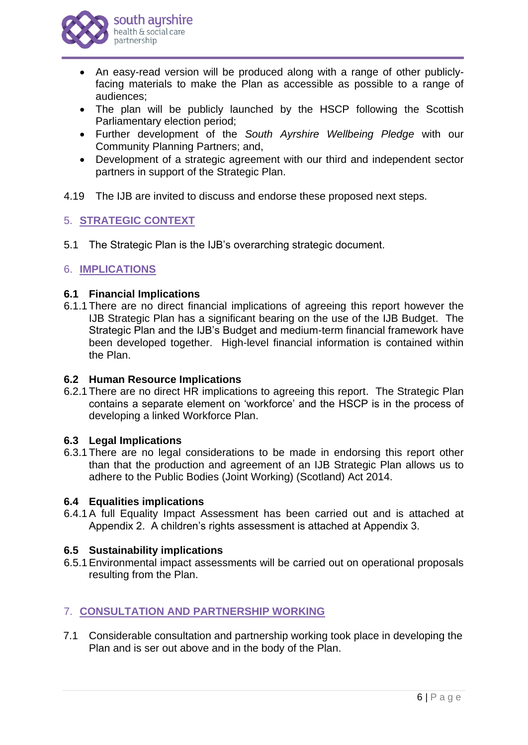- An easy-read version will be produced along with a range of other publicly-facing materials to make the Plan as accessible as possible to a range of audiences;
- The plan will be publicly launched by the HSCP following the Scottish Parliamentary election period;
- Further development of the *South Ayrshire Wellbeing Pledge* with our Community Planning Partners; and,
- Development of a strategic agreement with our third and independent sector partners in support of the Strategic Plan.

4.19 The IJB are invited to discuss and endorse these proposed next steps.

## 5. STRATEGIC CONTEXT

5.1 The Strategic Plan is the IJB's overarching strategic document.

## 6. IMPLICATIONS

### 6.1 Financial Implications

6.1.1 There are no direct financial implications of agreeing this report however the IJB Strategic Plan has a significant bearing on the use of the IJB Budget. The Strategic Plan and the IJB's Budget and medium-term financial framework have been developed together. High-level financial information is contained within the Plan.

### 6.2 Human Resource Implications

6.2.1 There are no direct HR implications to agreeing this report. The Strategic Plan contains a separate element on 'workforce' and the HSCP is in the process of developing a linked Workforce Plan.

### 6.3 Legal Implications

6.3.1 There are no legal considerations to be made in endorsing this report other than that the production and agreement of an IJB Strategic Plan allows us to adhere to the Public Bodies (Joint Working) (Scotland) Act 2014.

### 6.4 Equalities implications

6.4.1 A full Equality Impact Assessment has been carried out and is attached at Appendix 2. A children's rights assessment is attached at Appendix 3.

### 6.5 Sustainability implications

6.5.1 Environmental impact assessments will be carried out on operational proposals resulting from the Plan.

## 7. CONSULTATION AND PARTNERSHIP WORKING

7.1 Considerable consultation and partnership working took place in developing the Plan and is ser out above and in the body of the Plan.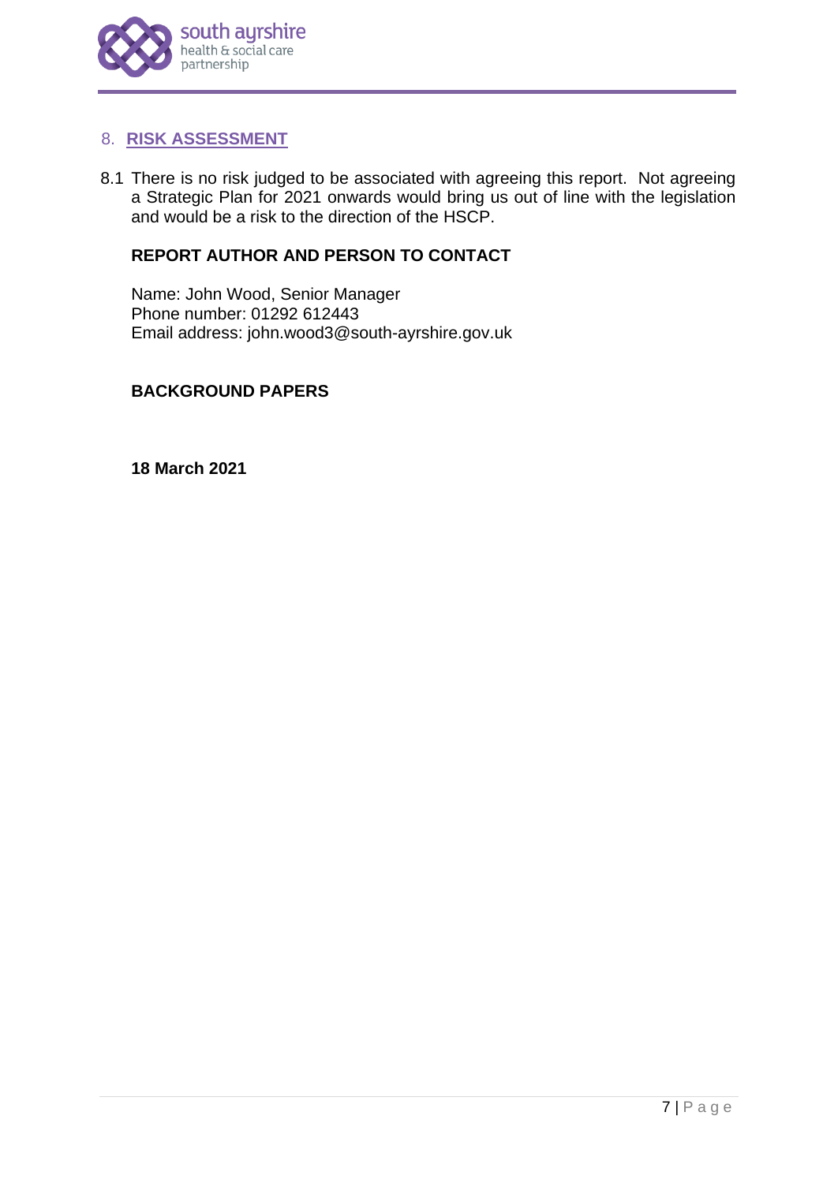## 8. RISK ASSESSMENT

8.1 There is no risk judged to be associated with agreeing this report. Not agreeing a Strategic Plan for 2021 onwards would bring us out of line with the legislation and would be a risk to the direction of the HSCP.

**REPORT AUTHOR AND PERSON TO CONTACT**

Name: John Wood, Senior Manager
Phone number: 01292 612443
Email address: john.wood3@south-ayrshire.gov.uk

**BACKGROUND PAPERS**

**18 March 2021**